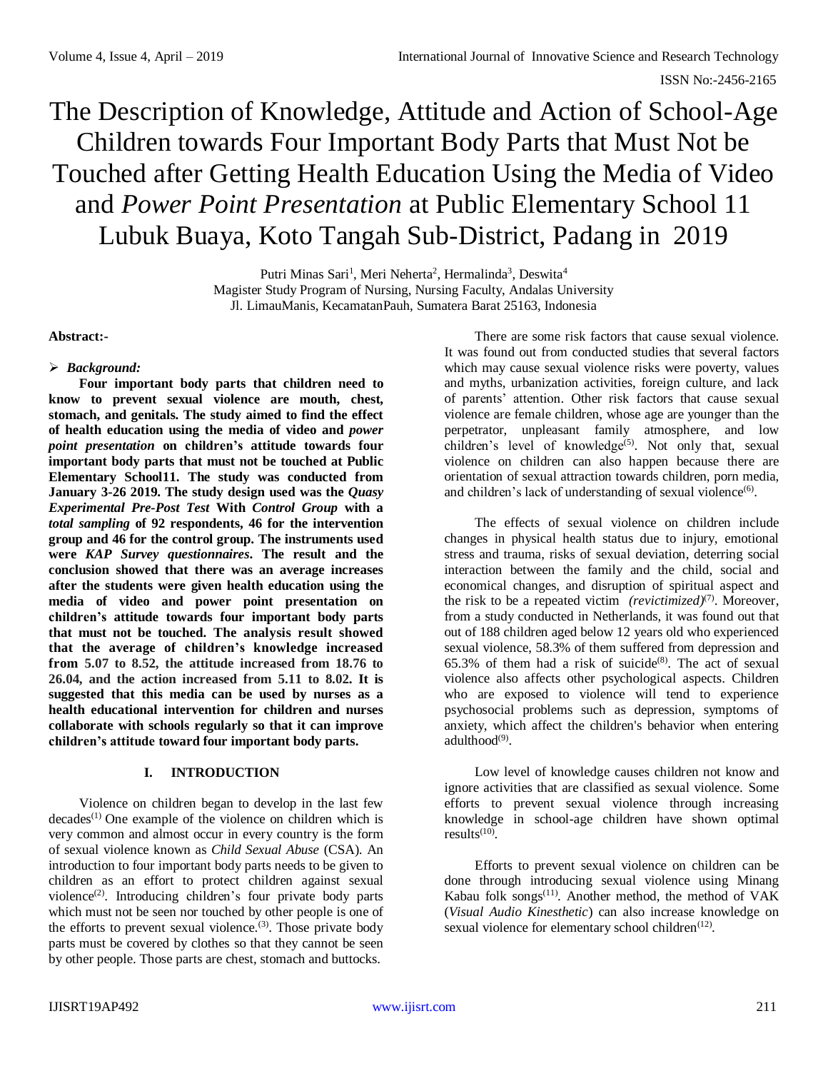# The Description of Knowledge, Attitude and Action of School-Age Children towards Four Important Body Parts that Must Not be Touched after Getting Health Education Using the Media of Video and *Power Point Presentation* at Public Elementary School 11 Lubuk Buaya, Koto Tangah Sub-District, Padang in 2019

Putri Minas Sari[1], Meri Neherta[2], Hermalinda[3], Deswita[4]
Magister Study Program of Nursing, Nursing Faculty, Andalas University
Jl. LimauManis, KecamatanPauh, Sumatera Barat 25163, Indonesia

**Abstract:-**

➢ ***Background:***

**Four important body parts that children need to know to prevent sexual violence are mouth, chest, stomach, and genitals. The study aimed to find the effect of health education using the media of video and *power point presentation* on children's attitude towards four important body parts that must not be touched at Public Elementary School11. The study was conducted from January 3-26 2019. The study design used was the *Quasy Experimental Pre-Post Test* With *Control Group* with a *total sampling* of 92 respondents, 46 for the intervention group and 46 for the control group. The instruments used were *KAP Survey questionnaires*. The result and the conclusion showed that there was an average increases after the students were given health education using the media of video and power point presentation on children's attitude towards four important body parts that must not be touched. The analysis result showed that the average of children's knowledge increased from 5.07 to 8.52, the attitude increased from 18.76 to 26.04, and the action increased from 5.11 to 8.02. It is suggested that this media can be used by nurses as a health educational intervention for children and nurses collaborate with schools regularly so that it can improve children's attitude toward four important body parts.**

## I. INTRODUCTION

Violence on children began to develop in the last few decades[1] One example of the violence on children which is very common and almost occur in every country is the form of sexual violence known as *Child Sexual Abuse* (CSA). An introduction to four important body parts needs to be given to children as an effort to protect children against sexual violence[2]. Introducing children's four private body parts which must not be seen nor touched by other people is one of the efforts to prevent sexual violence.[3]. Those private body parts must be covered by clothes so that they cannot be seen by other people. Those parts are chest, stomach and buttocks.

There are some risk factors that cause sexual violence. It was found out from conducted studies that several factors which may cause sexual violence risks were poverty, values and myths, urbanization activities, foreign culture, and lack of parents' attention. Other risk factors that cause sexual violence are female children, whose age are younger than the perpetrator, unpleasant family atmosphere, and low children's level of knowledge[5]. Not only that, sexual violence on children can also happen because there are orientation of sexual attraction towards children, porn media, and children's lack of understanding of sexual violence[6].

The effects of sexual violence on children include changes in physical health status due to injury, emotional stress and trauma, risks of sexual deviation, deterring social interaction between the family and the child, social and economical changes, and disruption of spiritual aspect and the risk to be a repeated victim *(revictimized)*[7]. Moreover, from a study conducted in Netherlands, it was found out that out of 188 children aged below 12 years old who experienced sexual violence, 58.3% of them suffered from depression and 65.3% of them had a risk of suicide[8]. The act of sexual violence also affects other psychological aspects. Children who are exposed to violence will tend to experience psychosocial problems such as depression, symptoms of anxiety, which affect the children's behavior when entering adulthood[9].

Low level of knowledge causes children not know and ignore activities that are classified as sexual violence. Some efforts to prevent sexual violence through increasing knowledge in school-age children have shown optimal results[10].

Efforts to prevent sexual violence on children can be done through introducing sexual violence using Minang Kabau folk songs[11]. Another method, the method of VAK (*Visual Audio Kinesthetic*) can also increase knowledge on sexual violence for elementary school children[12].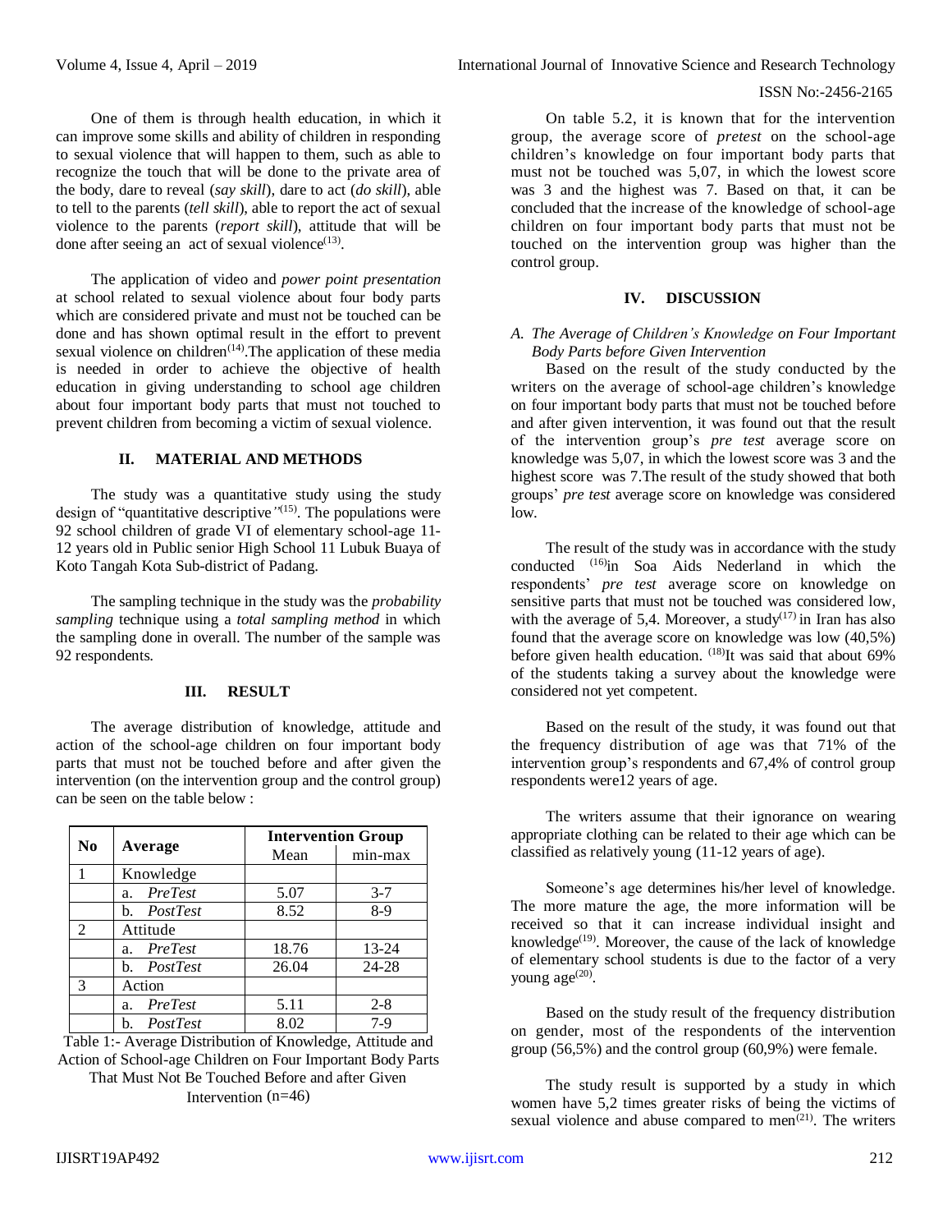One of them is through health education, in which it can improve some skills and ability of children in responding to sexual violence that will happen to them, such as able to recognize the touch that will be done to the private area of the body, dare to reveal (*say skill*), dare to act (*do skill*), able to tell to the parents (*tell skill*), able to report the act of sexual violence to the parents (*report skill*), attitude that will be done after seeing an act of sexual violence[13].

The application of video and *power point presentation* at school related to sexual violence about four body parts which are considered private and must not be touched can be done and has shown optimal result in the effort to prevent sexual violence on children[14].The application of these media is needed in order to achieve the objective of health education in giving understanding to school age children about four important body parts that must not touched to prevent children from becoming a victim of sexual violence.

## II. MATERIAL AND METHODS

The study was a quantitative study using the study design of "quantitative descriptive*"*[15]. The populations were 92 school children of grade VI of elementary school-age 11-12 years old in Public senior High School 11 Lubuk Buaya of Koto Tangah Kota Sub-district of Padang.

The sampling technique in the study was the *probability sampling* technique using a *total sampling method* in which the sampling done in overall. The number of the sample was 92 respondents.

## III. RESULT

The average distribution of knowledge, attitude and action of the school-age children on four important body parts that must not be touched before and after given the intervention (on the intervention group and the control group) can be seen on the table below :

| No | Average | Intervention Group | |
|---|---|---|---|
| | | Mean | min-max |
| 1 | Knowledge | | |
| | a. *PreTest* | 5.07 | 3-7 |
| | b. *PostTest* | 8.52 | 8-9 |
| 2 | Attitude | | |
| | a. *PreTest* | 18.76 | 13-24 |
| | b. *PostTest* | 26.04 | 24-28 |
| 3 | Action | | |
| | a. *PreTest* | 5.11 | 2-8 |
| | b. *PostTest* | 8.02 | 7-9 |

Table 1:- Average Distribution of Knowledge, Attitude and Action of School-age Children on Four Important Body Parts That Must Not Be Touched Before and after Given Intervention (n=46)

On table 5.2, it is known that for the intervention group, the average score of *pretest* on the school-age children's knowledge on four important body parts that must not be touched was 5,07, in which the lowest score was 3 and the highest was 7. Based on that, it can be concluded that the increase of the knowledge of school-age children on four important body parts that must not be touched on the intervention group was higher than the control group.

## IV. DISCUSSION

### *A. The Average of Children's Knowledge on Four Important Body Parts before Given Intervention*

Based on the result of the study conducted by the writers on the average of school-age children's knowledge on four important body parts that must not be touched before and after given intervention, it was found out that the result of the intervention group's *pre test* average score on knowledge was 5,07, in which the lowest score was 3 and the highest score was 7.The result of the study showed that both groups' *pre test* average score on knowledge was considered low.

The result of the study was in accordance with the study conducted [16]in Soa Aids Nederland in which the respondents' *pre test* average score on knowledge on sensitive parts that must not be touched was considered low, with the average of 5,4. Moreover, a study[17] in Iran has also found that the average score on knowledge was low (40,5%) before given health education. [18]It was said that about 69% of the students taking a survey about the knowledge were considered not yet competent.

Based on the result of the study, it was found out that the frequency distribution of age was that 71% of the intervention group's respondents and 67,4% of control group respondents were12 years of age.

The writers assume that their ignorance on wearing appropriate clothing can be related to their age which can be classified as relatively young (11-12 years of age).

Someone's age determines his/her level of knowledge. The more mature the age, the more information will be received so that it can increase individual insight and knowledge[19]. Moreover, the cause of the lack of knowledge of elementary school students is due to the factor of a very young age[20].

Based on the study result of the frequency distribution on gender, most of the respondents of the intervention group (56,5%) and the control group (60,9%) were female.

The study result is supported by a study in which women have 5,2 times greater risks of being the victims of sexual violence and abuse compared to men[21]. The writers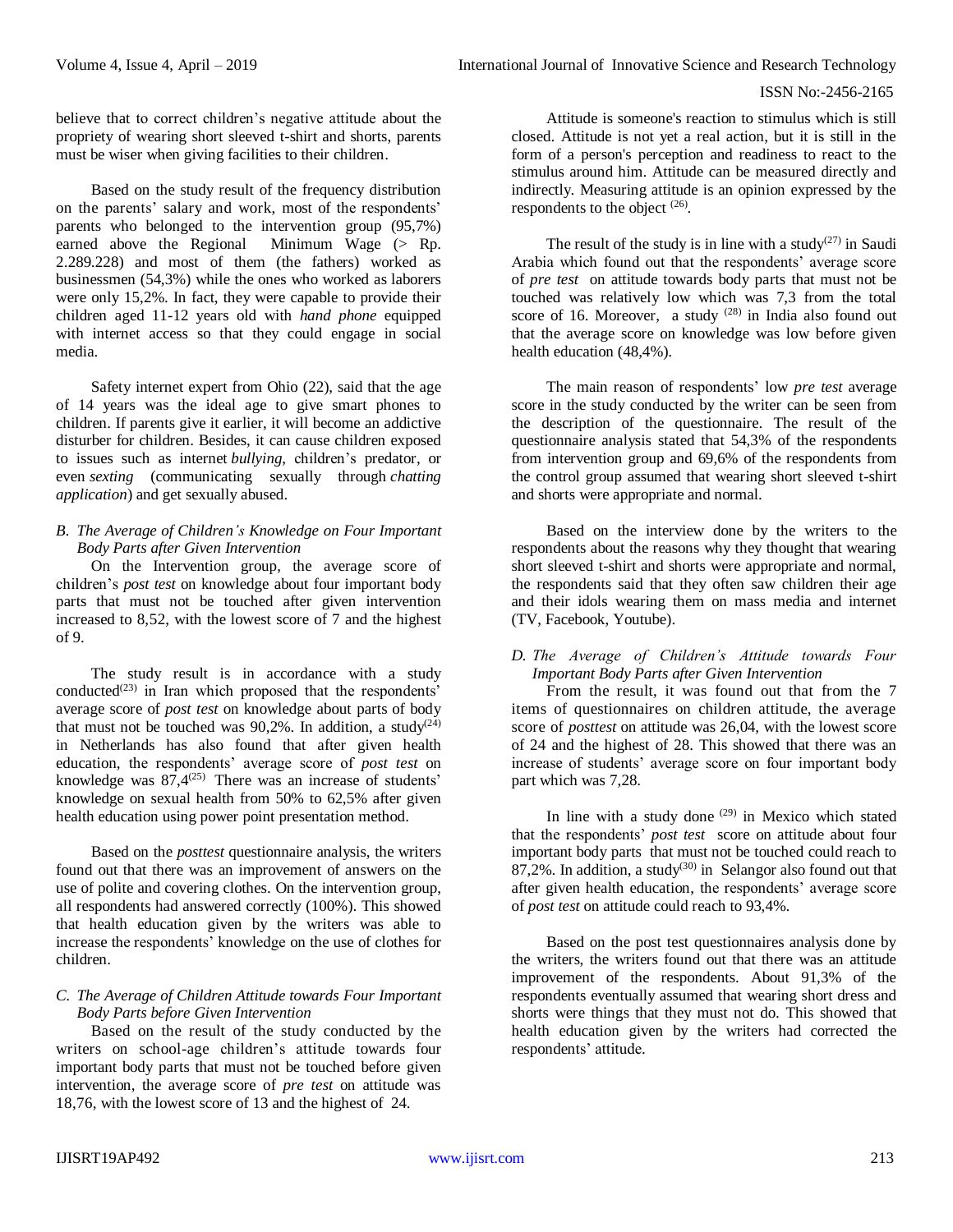believe that to correct children's negative attitude about the propriety of wearing short sleeved t-shirt and shorts, parents must be wiser when giving facilities to their children.

Based on the study result of the frequency distribution on the parents' salary and work, most of the respondents' parents who belonged to the intervention group (95,7%) earned above the Regional Minimum Wage (> Rp. 2.289.228) and most of them (the fathers) worked as businessmen (54,3%) while the ones who worked as laborers were only 15,2%. In fact, they were capable to provide their children aged 11-12 years old with *hand phone* equipped with internet access so that they could engage in social media.

Safety internet expert from Ohio (22), said that the age of 14 years was the ideal age to give smart phones to children. If parents give it earlier, it will become an addictive disturber for children. Besides, it can cause children exposed to issues such as internet *bullying*, children's predator, or even *sexting* (communicating sexually through *chatting application*) and get sexually abused.

### *B. The Average of Children's Knowledge on Four Important Body Parts after Given Intervention*

On the Intervention group, the average score of children's *post test* on knowledge about four important body parts that must not be touched after given intervention increased to 8,52, with the lowest score of 7 and the highest of 9.

The study result is in accordance with a study conducted[23] in Iran which proposed that the respondents' average score of *post test* on knowledge about parts of body that must not be touched was 90,2%. In addition, a study[24] in Netherlands has also found that after given health education, the respondents' average score of *post test* on knowledge was 87,4[25] There was an increase of students' knowledge on sexual health from 50% to 62,5% after given health education using power point presentation method.

Based on the *posttest* questionnaire analysis, the writers found out that there was an improvement of answers on the use of polite and covering clothes. On the intervention group, all respondents had answered correctly (100%). This showed that health education given by the writers was able to increase the respondents' knowledge on the use of clothes for children.

### *C. The Average of Children Attitude towards Four Important Body Parts before Given Intervention*

Based on the result of the study conducted by the writers on school-age children's attitude towards four important body parts that must not be touched before given intervention, the average score of *pre test* on attitude was 18,76, with the lowest score of 13 and the highest of 24.

Attitude is someone's reaction to stimulus which is still closed. Attitude is not yet a real action, but it is still in the form of a person's perception and readiness to react to the stimulus around him. Attitude can be measured directly and indirectly. Measuring attitude is an opinion expressed by the respondents to the object [26].

The result of the study is in line with a study[27] in Saudi Arabia which found out that the respondents' average score of *pre test* on attitude towards body parts that must not be touched was relatively low which was 7,3 from the total score of 16. Moreover, a study [28] in India also found out that the average score on knowledge was low before given health education (48,4%).

The main reason of respondents' low *pre test* average score in the study conducted by the writer can be seen from the description of the questionnaire. The result of the questionnaire analysis stated that 54,3% of the respondents from intervention group and 69,6% of the respondents from the control group assumed that wearing short sleeved t-shirt and shorts were appropriate and normal.

Based on the interview done by the writers to the respondents about the reasons why they thought that wearing short sleeved t-shirt and shorts were appropriate and normal, the respondents said that they often saw children their age and their idols wearing them on mass media and internet (TV, Facebook, Youtube).

### *D. The Average of Children's Attitude towards Four Important Body Parts after Given Intervention*

From the result, it was found out that from the 7 items of questionnaires on children attitude, the average score of *posttest* on attitude was 26,04, with the lowest score of 24 and the highest of 28. This showed that there was an increase of students' average score on four important body part which was 7,28.

In line with a study done [29] in Mexico which stated that the respondents' *post test* score on attitude about four important body parts that must not be touched could reach to 87,2%. In addition, a study[30] in Selangor also found out that after given health education, the respondents' average score of *post test* on attitude could reach to 93,4%.

Based on the post test questionnaires analysis done by the writers, the writers found out that there was an attitude improvement of the respondents. About 91,3% of the respondents eventually assumed that wearing short dress and shorts were things that they must not do. This showed that health education given by the writers had corrected the respondents' attitude.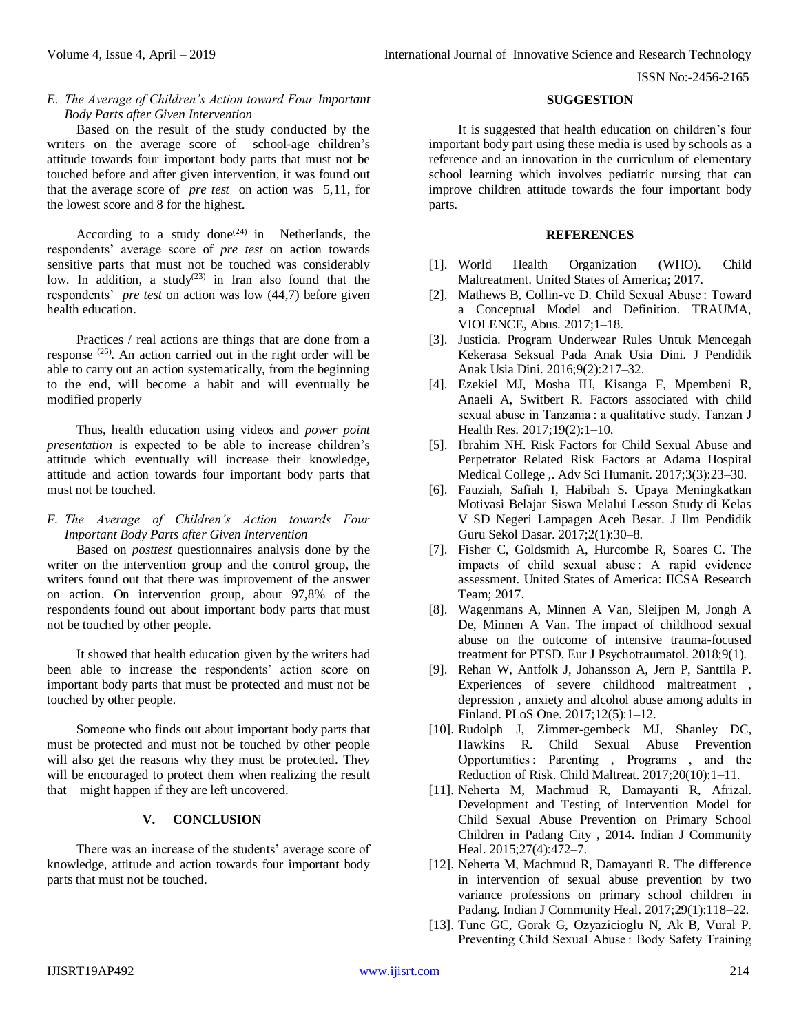### E. *The Average of Children's Action toward Four Important Body Parts after Given Intervention*

Based on the result of the study conducted by the writers on the average score of school-age children's attitude towards four important body parts that must not be touched before and after given intervention, it was found out that the average score of *pre test* on action was 5,11, for the lowest score and 8 for the highest.

According to a study done[24] in Netherlands, the respondents' average score of *pre test* on action towards sensitive parts that must not be touched was considerably low. In addition, a study[23] in Iran also found that the respondents' *pre test* on action was low (44,7) before given health education.

Practices / real actions are things that are done from a response [26]. An action carried out in the right order will be able to carry out an action systematically, from the beginning to the end, will become a habit and will eventually be modified properly

Thus, health education using videos and *power point presentation* is expected to be able to increase children's attitude which eventually will increase their knowledge, attitude and action towards four important body parts that must not be touched.

### F. *The Average of Children's Action towards Four Important Body Parts after Given Intervention*

Based on *posttest* questionnaires analysis done by the writer on the intervention group and the control group, the writers found out that there was improvement of the answer on action. On intervention group, about 97,8% of the respondents found out about important body parts that must not be touched by other people.

It showed that health education given by the writers had been able to increase the respondents' action score on important body parts that must be protected and must not be touched by other people.

Someone who finds out about important body parts that must be protected and must not be touched by other people will also get the reasons why they must be protected. They will be encouraged to protect them when realizing the result that might happen if they are left uncovered.

## V. CONCLUSION

There was an increase of the students' average score of knowledge, attitude and action towards four important body parts that must not be touched.

## SUGGESTION

It is suggested that health education on children's four important body part using these media is used by schools as a reference and an innovation in the curriculum of elementary school learning which involves pediatric nursing that can improve children attitude towards the four important body parts.

## REFERENCES

[1]. World Health Organization (WHO). Child Maltreatment. United States of America; 2017.

[2]. Mathews B, Collin-ve D. Child Sexual Abuse : Toward a Conceptual Model and Definition. TRAUMA, VIOLENCE, Abus. 2017;1–18.

[3]. Justicia. Program Underwear Rules Untuk Mencegah Kekerasa Seksual Pada Anak Usia Dini. J Pendidik Anak Usia Dini. 2016;9(2):217–32.

[4]. Ezekiel MJ, Mosha IH, Kisanga F, Mpembeni R, Anaeli A, Switbert R. Factors associated with child sexual abuse in Tanzania : a qualitative study. Tanzan J Health Res. 2017;19(2):1–10.

[5]. Ibrahim NH. Risk Factors for Child Sexual Abuse and Perpetrator Related Risk Factors at Adama Hospital Medical College ,. Adv Sci Humanit. 2017;3(3):23–30.

[6]. Fauziah, Safiah I, Habibah S. Upaya Meningkatkan Motivasi Belajar Siswa Melalui Lesson Study di Kelas V SD Negeri Lampagen Aceh Besar. J Ilm Pendidik Guru Sekol Dasar. 2017;2(1):30–8.

[7]. Fisher C, Goldsmith A, Hurcombe R, Soares C. The impacts of child sexual abuse : A rapid evidence assessment. United States of America: IICSA Research Team; 2017.

[8]. Wagenmans A, Minnen A Van, Sleijpen M, Jongh A De, Minnen A Van. The impact of childhood sexual abuse on the outcome of intensive trauma-focused treatment for PTSD. Eur J Psychotraumatol. 2018;9(1).

[9]. Rehan W, Antfolk J, Johansson A, Jern P, Santtila P. Experiences of severe childhood maltreatment , depression , anxiety and alcohol abuse among adults in Finland. PLoS One. 2017;12(5):1–12.

[10]. Rudolph J, Zimmer-gembeck MJ, Shanley DC, Hawkins R. Child Sexual Abuse Prevention Opportunities : Parenting , Programs , and the Reduction of Risk. Child Maltreat. 2017;20(10):1–11.

[11]. Neherta M, Machmud R, Damayanti R, Afrizal. Development and Testing of Intervention Model for Child Sexual Abuse Prevention on Primary School Children in Padang City , 2014. Indian J Community Heal. 2015;27(4):472–7.

[12]. Neherta M, Machmud R, Damayanti R. The difference in intervention of sexual abuse prevention by two variance professions on primary school children in Padang. Indian J Community Heal. 2017;29(1):118–22.

[13]. Tunc GC, Gorak G, Ozyazicioglu N, Ak B, Vural P. Preventing Child Sexual Abuse : Body Safety Training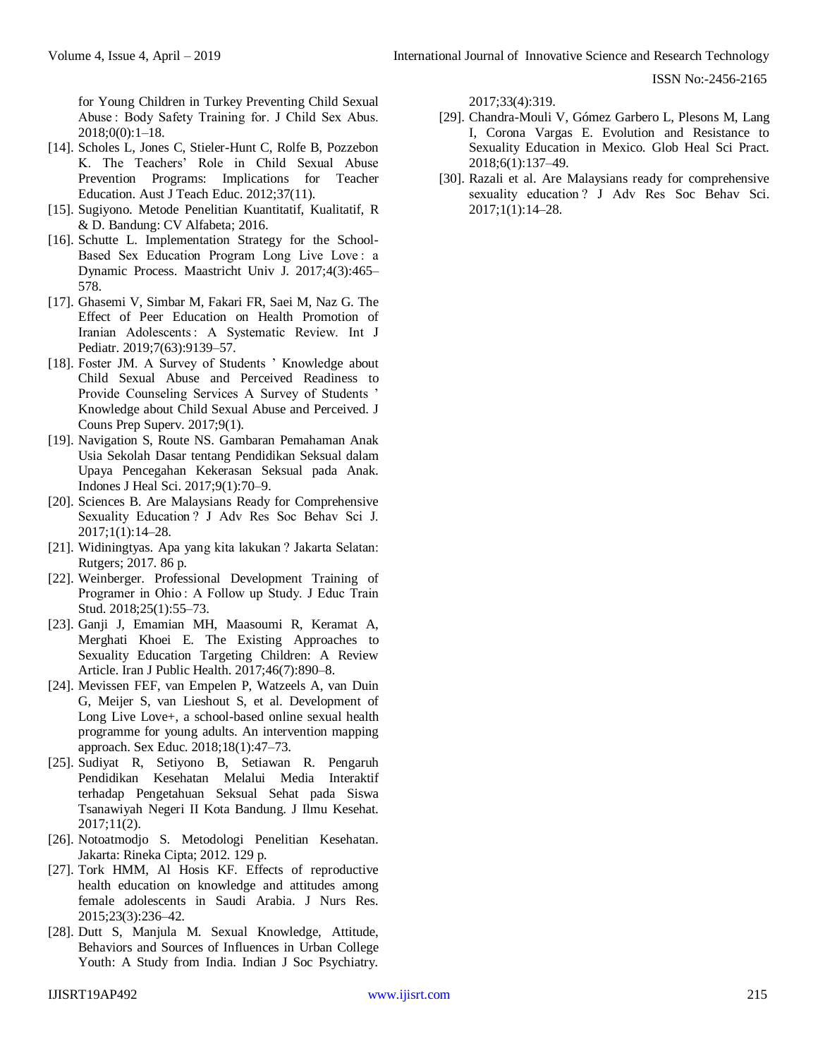for Young Children in Turkey Preventing Child Sexual Abuse : Body Safety Training for. J Child Sex Abus. 2018;0(0):1–18.

[14]. Scholes L, Jones C, Stieler-Hunt C, Rolfe B, Pozzebon K. The Teachers' Role in Child Sexual Abuse Prevention Programs: Implications for Teacher Education. Aust J Teach Educ. 2012;37(11).

[15]. Sugiyono. Metode Penelitian Kuantitatif, Kualitatif, R & D. Bandung: CV Alfabeta; 2016.

[16]. Schutte L. Implementation Strategy for the School-Based Sex Education Program Long Live Love : a Dynamic Process. Maastricht Univ J. 2017;4(3):465–578.

[17]. Ghasemi V, Simbar M, Fakari FR, Saei M, Naz G. The Effect of Peer Education on Health Promotion of Iranian Adolescents : A Systematic Review. Int J Pediatr. 2019;7(63):9139–57.

[18]. Foster JM. A Survey of Students ' Knowledge about Child Sexual Abuse and Perceived Readiness to Provide Counseling Services A Survey of Students ' Knowledge about Child Sexual Abuse and Perceived. J Couns Prep Superv. 2017;9(1).

[19]. Navigation S, Route NS. Gambaran Pemahaman Anak Usia Sekolah Dasar tentang Pendidikan Seksual dalam Upaya Pencegahan Kekerasan Seksual pada Anak. Indones J Heal Sci. 2017;9(1):70–9.

[20]. Sciences B. Are Malaysians Ready for Comprehensive Sexuality Education ? J Adv Res Soc Behav Sci J. 2017;1(1):14–28.

[21]. Widiningtyas. Apa yang kita lakukan ? Jakarta Selatan: Rutgers; 2017. 86 p.

[22]. Weinberger. Professional Development Training of Programer in Ohio : A Follow up Study. J Educ Train Stud. 2018;25(1):55–73.

[23]. Ganji J, Emamian MH, Maasoumi R, Keramat A, Merghati Khoei E. The Existing Approaches to Sexuality Education Targeting Children: A Review Article. Iran J Public Health. 2017;46(7):890–8.

[24]. Mevissen FEF, van Empelen P, Watzeels A, van Duin G, Meijer S, van Lieshout S, et al. Development of Long Live Love+, a school-based online sexual health programme for young adults. An intervention mapping approach. Sex Educ. 2018;18(1):47–73.

[25]. Sudiyat R, Setiyono B, Setiawan R. Pengaruh Pendidikan Kesehatan Melalui Media Interaktif terhadap Pengetahuan Seksual Sehat pada Siswa Tsanawiyah Negeri II Kota Bandung. J Ilmu Kesehat. 2017;11(2).

[26]. Notoatmodjo S. Metodologi Penelitian Kesehatan. Jakarta: Rineka Cipta; 2012. 129 p.

[27]. Tork HMM, Al Hosis KF. Effects of reproductive health education on knowledge and attitudes among female adolescents in Saudi Arabia. J Nurs Res. 2015;23(3):236–42.

[28]. Dutt S, Manjula M. Sexual Knowledge, Attitude, Behaviors and Sources of Influences in Urban College Youth: A Study from India. Indian J Soc Psychiatry. 2017;33(4):319.

[29]. Chandra-Mouli V, Gómez Garbero L, Plesons M, Lang I, Corona Vargas E. Evolution and Resistance to Sexuality Education in Mexico. Glob Heal Sci Pract. 2018;6(1):137–49.

[30]. Razali et al. Are Malaysians ready for comprehensive sexuality education ? J Adv Res Soc Behav Sci. 2017;1(1):14–28.